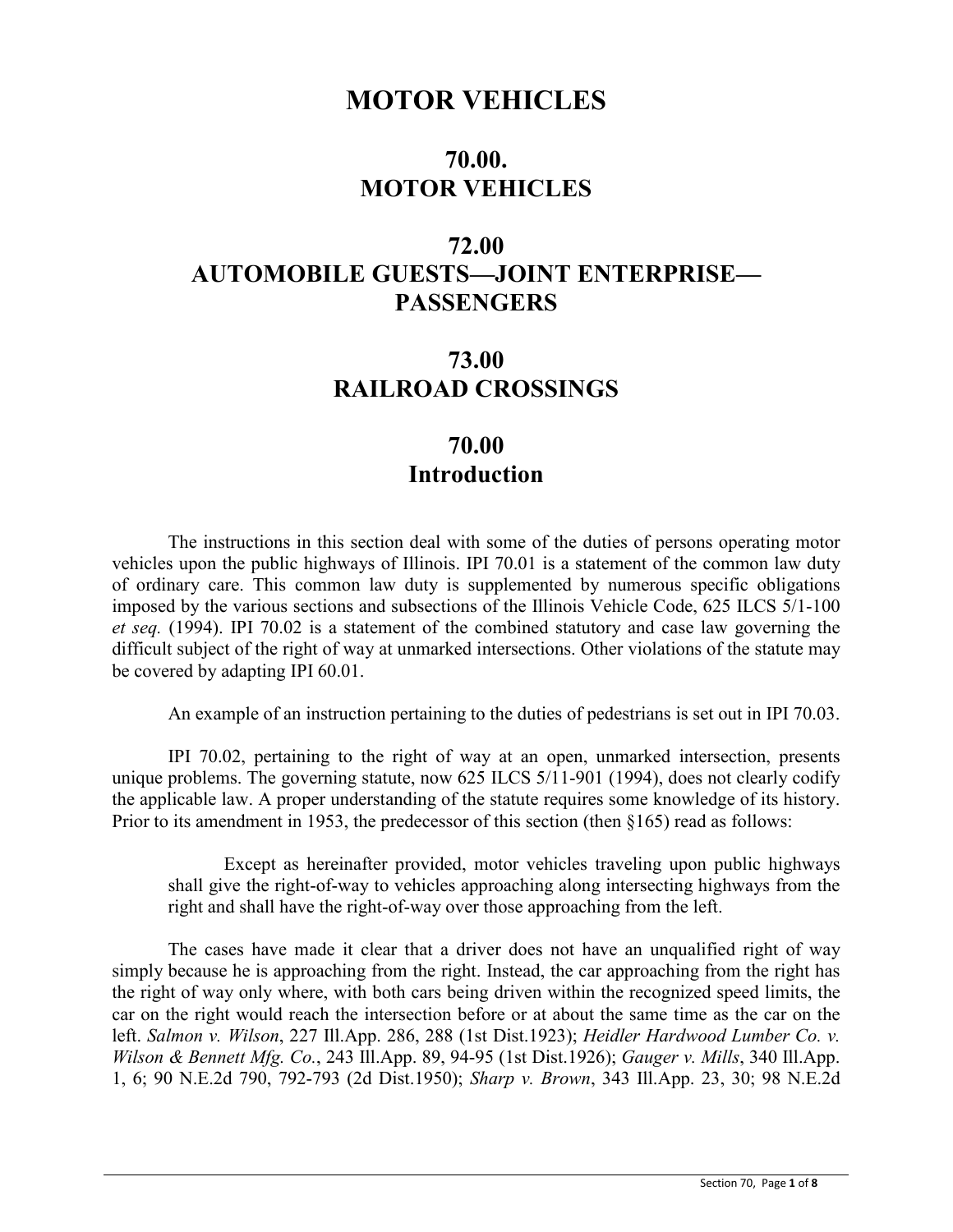# MOTOR VEHICLES

## 70.00. MOTOR VEHICLES

## 72.00 AUTOMOBILE GUESTS—JOINT ENTERPRISE—PASSENGERS

## 73.00 RAILROAD CROSSINGS

## 70.00 Introduction

The instructions in this section deal with some of the duties of persons operating motor vehicles upon the public highways of Illinois. IPI 70.01 is a statement of the common law duty of ordinary care. This common law duty is supplemented by numerous specific obligations imposed by the various sections and subsections of the Illinois Vehicle Code, 625 ILCS 5/1-100 *et seq.* (1994). IPI 70.02 is a statement of the combined statutory and case law governing the difficult subject of the right of way at unmarked intersections. Other violations of the statute may be covered by adapting IPI 60.01.

An example of an instruction pertaining to the duties of pedestrians is set out in IPI 70.03.

IPI 70.02, pertaining to the right of way at an open, unmarked intersection, presents unique problems. The governing statute, now 625 ILCS 5/11-901 (1994), does not clearly codify the applicable law. A proper understanding of the statute requires some knowledge of its history. Prior to its amendment in 1953, the predecessor of this section (then §165) read as follows:

> Except as hereinafter provided, motor vehicles traveling upon public highways shall give the right-of-way to vehicles approaching along intersecting highways from the right and shall have the right-of-way over those approaching from the left.

The cases have made it clear that a driver does not have an unqualified right of way simply because he is approaching from the right. Instead, the car approaching from the right has the right of way only where, with both cars being driven within the recognized speed limits, the car on the right would reach the intersection before or at about the same time as the car on the left. *Salmon v. Wilson*, 227 Ill.App. 286, 288 (1st Dist.1923); *Heidler Hardwood Lumber Co. v. Wilson & Bennett Mfg. Co.*, 243 Ill.App. 89, 94-95 (1st Dist.1926); *Gauger v. Mills*, 340 Ill.App. 1, 6; 90 N.E.2d 790, 792-793 (2d Dist.1950); *Sharp v. Brown*, 343 Ill.App. 23, 30; 98 N.E.2d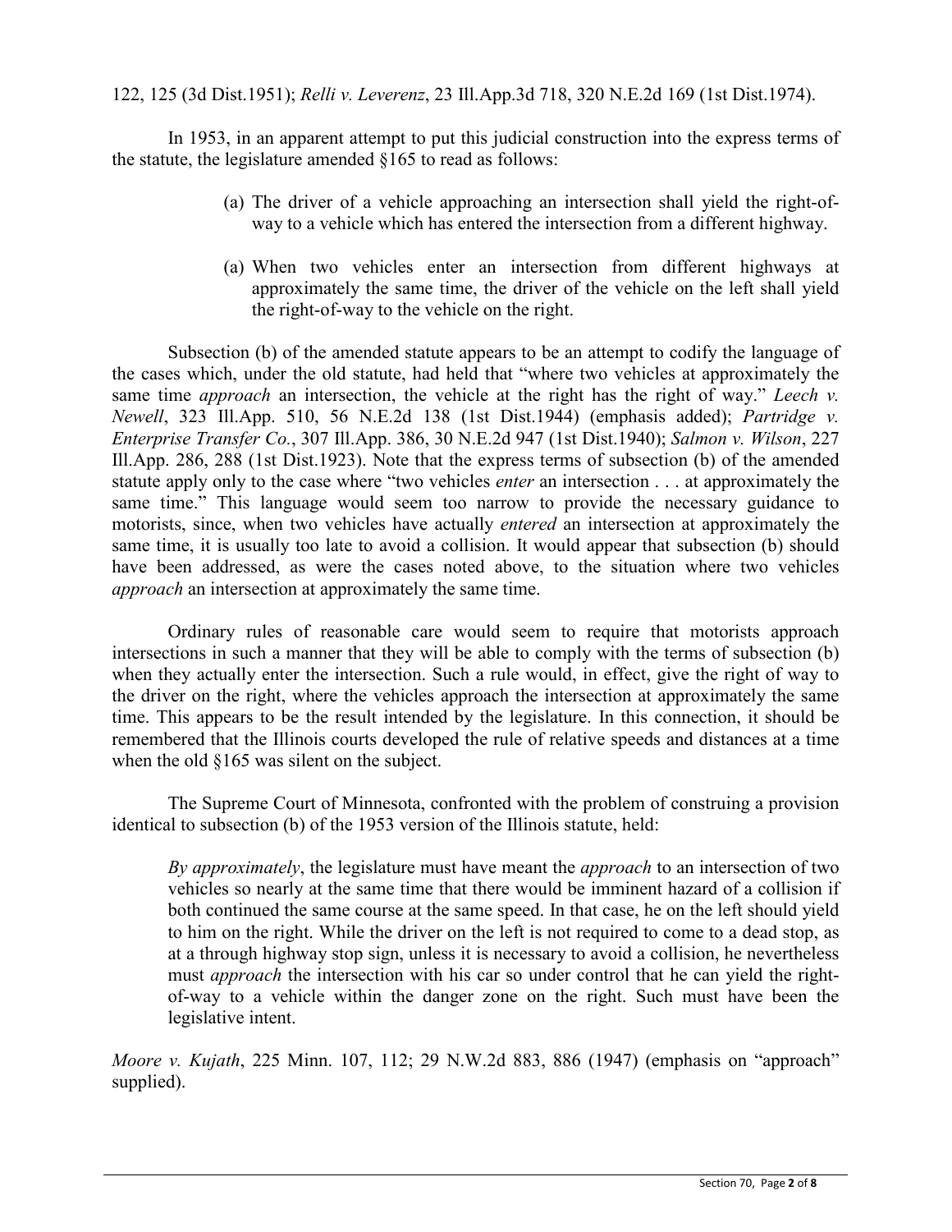122, 125 (3d Dist.1951); *Relli v. Leverenz*, 23 Ill.App.3d 718, 320 N.E.2d 169 (1st Dist.1974).

In 1953, in an apparent attempt to put this judicial construction into the express terms of the statute, the legislature amended §165 to read as follows:

> (a) The driver of a vehicle approaching an intersection shall yield the right-of-way to a vehicle which has entered the intersection from a different highway.
>
> (a) When two vehicles enter an intersection from different highways at approximately the same time, the driver of the vehicle on the left shall yield the right-of-way to the vehicle on the right.

Subsection (b) of the amended statute appears to be an attempt to codify the language of the cases which, under the old statute, had held that "where two vehicles at approximately the same time *approach* an intersection, the vehicle at the right has the right of way." *Leech v. Newell*, 323 Ill.App. 510, 56 N.E.2d 138 (1st Dist.1944) (emphasis added); *Partridge v. Enterprise Transfer Co.*, 307 Ill.App. 386, 30 N.E.2d 947 (1st Dist.1940); *Salmon v. Wilson*, 227 Ill.App. 286, 288 (1st Dist.1923). Note that the express terms of subsection (b) of the amended statute apply only to the case where "two vehicles *enter* an intersection . . . at approximately the same time." This language would seem too narrow to provide the necessary guidance to motorists, since, when two vehicles have actually *entered* an intersection at approximately the same time, it is usually too late to avoid a collision. It would appear that subsection (b) should have been addressed, as were the cases noted above, to the situation where two vehicles *approach* an intersection at approximately the same time.

Ordinary rules of reasonable care would seem to require that motorists approach intersections in such a manner that they will be able to comply with the terms of subsection (b) when they actually enter the intersection. Such a rule would, in effect, give the right of way to the driver on the right, where the vehicles approach the intersection at approximately the same time. This appears to be the result intended by the legislature. In this connection, it should be remembered that the Illinois courts developed the rule of relative speeds and distances at a time when the old §165 was silent on the subject.

The Supreme Court of Minnesota, confronted with the problem of construing a provision identical to subsection (b) of the 1953 version of the Illinois statute, held:

> *By approximately*, the legislature must have meant the *approach* to an intersection of two vehicles so nearly at the same time that there would be imminent hazard of a collision if both continued the same course at the same speed. In that case, he on the left should yield to him on the right. While the driver on the left is not required to come to a dead stop, as at a through highway stop sign, unless it is necessary to avoid a collision, he nevertheless must *approach* the intersection with his car so under control that he can yield the right-of-way to a vehicle within the danger zone on the right. Such must have been the legislative intent.

*Moore v. Kujath*, 225 Minn. 107, 112; 29 N.W.2d 883, 886 (1947) (emphasis on "approach" supplied).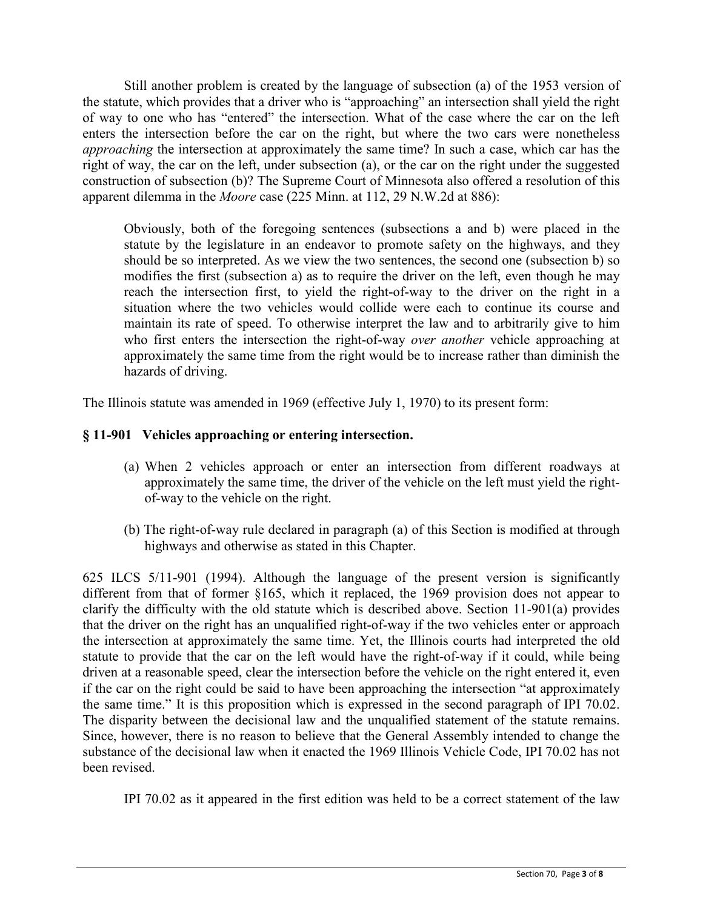Still another problem is created by the language of subsection (a) of the 1953 version of the statute, which provides that a driver who is "approaching" an intersection shall yield the right of way to one who has "entered" the intersection. What of the case where the car on the left enters the intersection before the car on the right, but where the two cars were nonetheless *approaching* the intersection at approximately the same time? In such a case, which car has the right of way, the car on the left, under subsection (a), or the car on the right under the suggested construction of subsection (b)? The Supreme Court of Minnesota also offered a resolution of this apparent dilemma in the *Moore* case (225 Minn. at 112, 29 N.W.2d at 886):

> Obviously, both of the foregoing sentences (subsections a and b) were placed in the statute by the legislature in an endeavor to promote safety on the highways, and they should be so interpreted. As we view the two sentences, the second one (subsection b) so modifies the first (subsection a) as to require the driver on the left, even though he may reach the intersection first, to yield the right-of-way to the driver on the right in a situation where the two vehicles would collide were each to continue its course and maintain its rate of speed. To otherwise interpret the law and to arbitrarily give to him who first enters the intersection the right-of-way *over another* vehicle approaching at approximately the same time from the right would be to increase rather than diminish the hazards of driving.

The Illinois statute was amended in 1969 (effective July 1, 1970) to its present form:

**§ 11-901 Vehicles approaching or entering intersection.**

> (a) When 2 vehicles approach or enter an intersection from different roadways at approximately the same time, the driver of the vehicle on the left must yield the right-of-way to the vehicle on the right.
>
> (b) The right-of-way rule declared in paragraph (a) of this Section is modified at through highways and otherwise as stated in this Chapter.

625 ILCS 5/11-901 (1994). Although the language of the present version is significantly different from that of former §165, which it replaced, the 1969 provision does not appear to clarify the difficulty with the old statute which is described above. Section 11-901(a) provides that the driver on the right has an unqualified right-of-way if the two vehicles enter or approach the intersection at approximately the same time. Yet, the Illinois courts had interpreted the old statute to provide that the car on the left would have the right-of-way if it could, while being driven at a reasonable speed, clear the intersection before the vehicle on the right entered it, even if the car on the right could be said to have been approaching the intersection "at approximately the same time." It is this proposition which is expressed in the second paragraph of IPI 70.02. The disparity between the decisional law and the unqualified statement of the statute remains. Since, however, there is no reason to believe that the General Assembly intended to change the substance of the decisional law when it enacted the 1969 Illinois Vehicle Code, IPI 70.02 has not been revised.

IPI 70.02 as it appeared in the first edition was held to be a correct statement of the law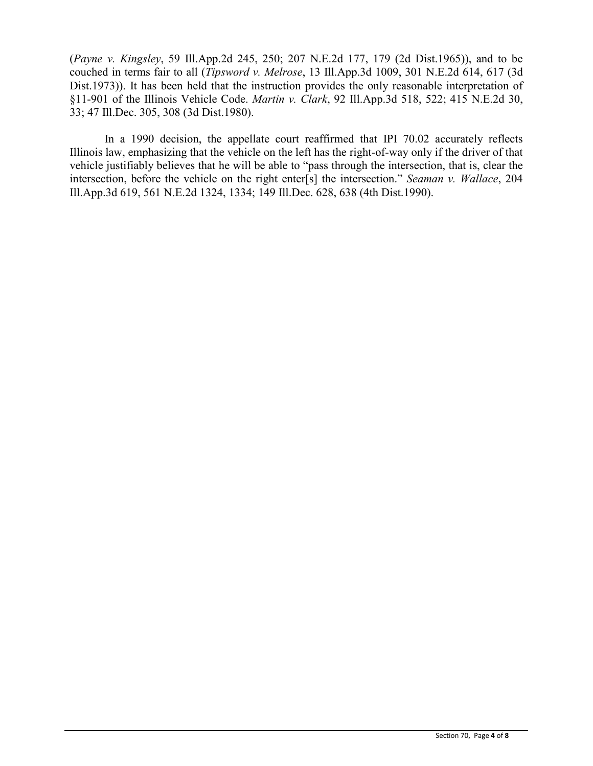(*Payne v. Kingsley*, 59 Ill.App.2d 245, 250; 207 N.E.2d 177, 179 (2d Dist.1965)), and to be couched in terms fair to all (*Tipsword v. Melrose*, 13 Ill.App.3d 1009, 301 N.E.2d 614, 617 (3d Dist.1973)). It has been held that the instruction provides the only reasonable interpretation of §11-901 of the Illinois Vehicle Code. *Martin v. Clark*, 92 Ill.App.3d 518, 522; 415 N.E.2d 30, 33; 47 Ill.Dec. 305, 308 (3d Dist.1980).

In a 1990 decision, the appellate court reaffirmed that IPI 70.02 accurately reflects Illinois law, emphasizing that the vehicle on the left has the right-of-way only if the driver of that vehicle justifiably believes that he will be able to "pass through the intersection, that is, clear the intersection, before the vehicle on the right enter[s] the intersection." *Seaman v. Wallace*, 204 Ill.App.3d 619, 561 N.E.2d 1324, 1334; 149 Ill.Dec. 628, 638 (4th Dist.1990).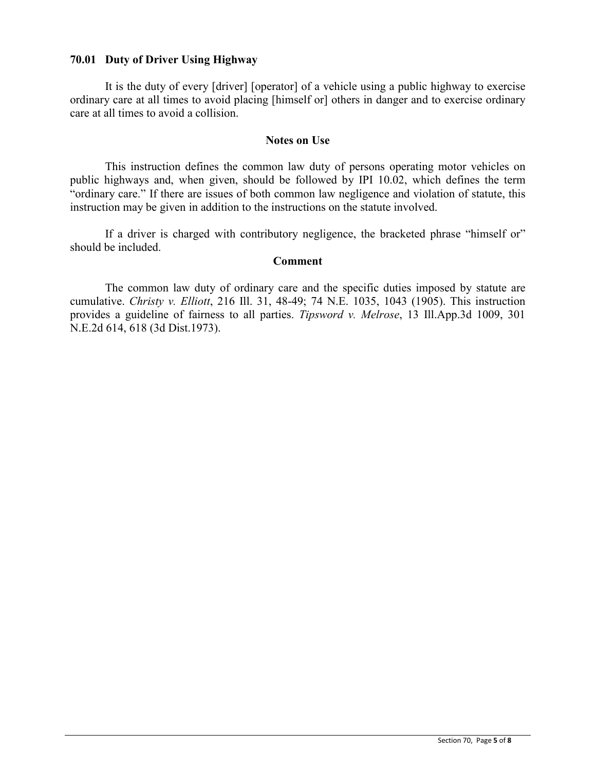### 70.01 Duty of Driver Using Highway

It is the duty of every [driver] [operator] of a vehicle using a public highway to exercise ordinary care at all times to avoid placing [himself or] others in danger and to exercise ordinary care at all times to avoid a collision.

#### Notes on Use

This instruction defines the common law duty of persons operating motor vehicles on public highways and, when given, should be followed by IPI 10.02, which defines the term "ordinary care." If there are issues of both common law negligence and violation of statute, this instruction may be given in addition to the instructions on the statute involved.

If a driver is charged with contributory negligence, the bracketed phrase "himself or" should be included.

#### Comment

The common law duty of ordinary care and the specific duties imposed by statute are cumulative. *Christy v. Elliott*, 216 Ill. 31, 48-49; 74 N.E. 1035, 1043 (1905). This instruction provides a guideline of fairness to all parties. *Tipsword v. Melrose*, 13 Ill.App.3d 1009, 301 N.E.2d 614, 618 (3d Dist.1973).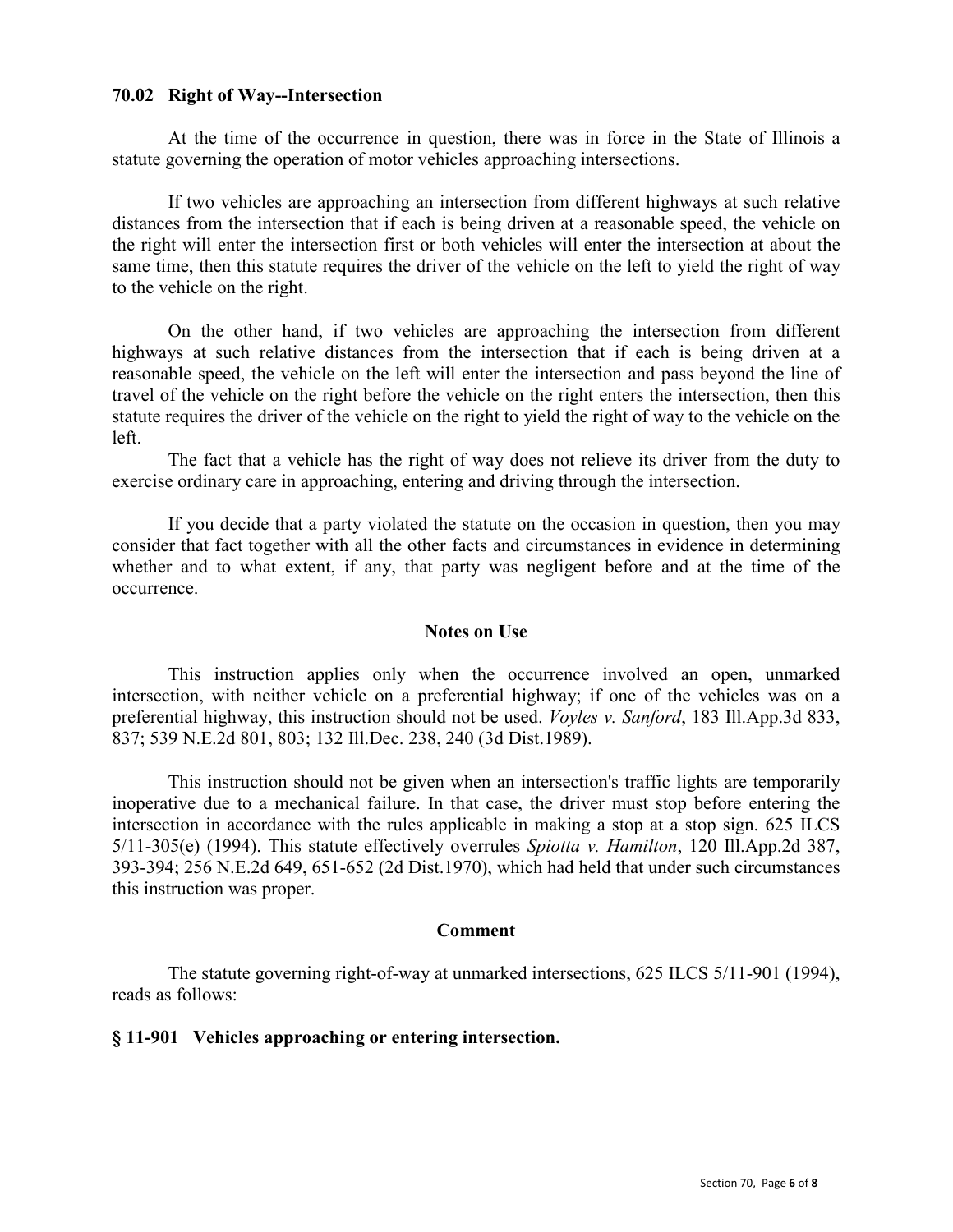### 70.02 Right of Way--Intersection

At the time of the occurrence in question, there was in force in the State of Illinois a statute governing the operation of motor vehicles approaching intersections.

If two vehicles are approaching an intersection from different highways at such relative distances from the intersection that if each is being driven at a reasonable speed, the vehicle on the right will enter the intersection first or both vehicles will enter the intersection at about the same time, then this statute requires the driver of the vehicle on the left to yield the right of way to the vehicle on the right.

On the other hand, if two vehicles are approaching the intersection from different highways at such relative distances from the intersection that if each is being driven at a reasonable speed, the vehicle on the left will enter the intersection and pass beyond the line of travel of the vehicle on the right before the vehicle on the right enters the intersection, then this statute requires the driver of the vehicle on the right to yield the right of way to the vehicle on the left.

The fact that a vehicle has the right of way does not relieve its driver from the duty to exercise ordinary care in approaching, entering and driving through the intersection.

If you decide that a party violated the statute on the occasion in question, then you may consider that fact together with all the other facts and circumstances in evidence in determining whether and to what extent, if any, that party was negligent before and at the time of the occurrence.

#### Notes on Use

This instruction applies only when the occurrence involved an open, unmarked intersection, with neither vehicle on a preferential highway; if one of the vehicles was on a preferential highway, this instruction should not be used. *Voyles v. Sanford*, 183 Ill.App.3d 833, 837; 539 N.E.2d 801, 803; 132 Ill.Dec. 238, 240 (3d Dist.1989).

This instruction should not be given when an intersection's traffic lights are temporarily inoperative due to a mechanical failure. In that case, the driver must stop before entering the intersection in accordance with the rules applicable in making a stop at a stop sign. 625 ILCS 5/11-305(e) (1994). This statute effectively overrules *Spiotta v. Hamilton*, 120 Ill.App.2d 387, 393-394; 256 N.E.2d 649, 651-652 (2d Dist.1970), which had held that under such circumstances this instruction was proper.

#### Comment

The statute governing right-of-way at unmarked intersections, 625 ILCS 5/11-901 (1994), reads as follows:

**§ 11-901 Vehicles approaching or entering intersection.**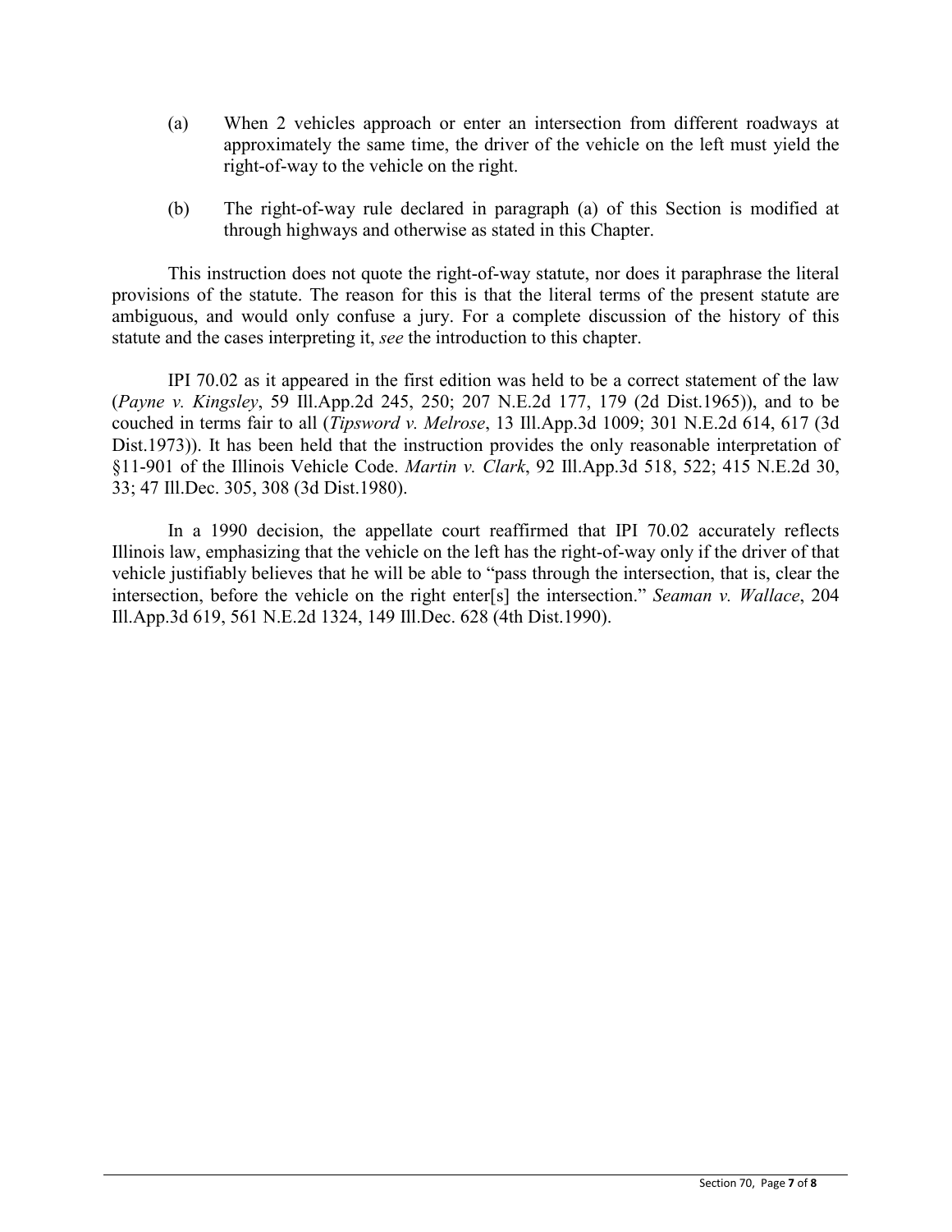(a) When 2 vehicles approach or enter an intersection from different roadways at approximately the same time, the driver of the vehicle on the left must yield the right-of-way to the vehicle on the right.

(b) The right-of-way rule declared in paragraph (a) of this Section is modified at through highways and otherwise as stated in this Chapter.

This instruction does not quote the right-of-way statute, nor does it paraphrase the literal provisions of the statute. The reason for this is that the literal terms of the present statute are ambiguous, and would only confuse a jury. For a complete discussion of the history of this statute and the cases interpreting it, *see* the introduction to this chapter.

IPI 70.02 as it appeared in the first edition was held to be a correct statement of the law (*Payne v. Kingsley*, 59 Ill.App.2d 245, 250; 207 N.E.2d 177, 179 (2d Dist.1965)), and to be couched in terms fair to all (*Tipsword v. Melrose*, 13 Ill.App.3d 1009; 301 N.E.2d 614, 617 (3d Dist.1973)). It has been held that the instruction provides the only reasonable interpretation of §11-901 of the Illinois Vehicle Code. *Martin v. Clark*, 92 Ill.App.3d 518, 522; 415 N.E.2d 30, 33; 47 Ill.Dec. 305, 308 (3d Dist.1980).

In a 1990 decision, the appellate court reaffirmed that IPI 70.02 accurately reflects Illinois law, emphasizing that the vehicle on the left has the right-of-way only if the driver of that vehicle justifiably believes that he will be able to "pass through the intersection, that is, clear the intersection, before the vehicle on the right enter[s] the intersection." *Seaman v. Wallace*, 204 Ill.App.3d 619, 561 N.E.2d 1324, 149 Ill.Dec. 628 (4th Dist.1990).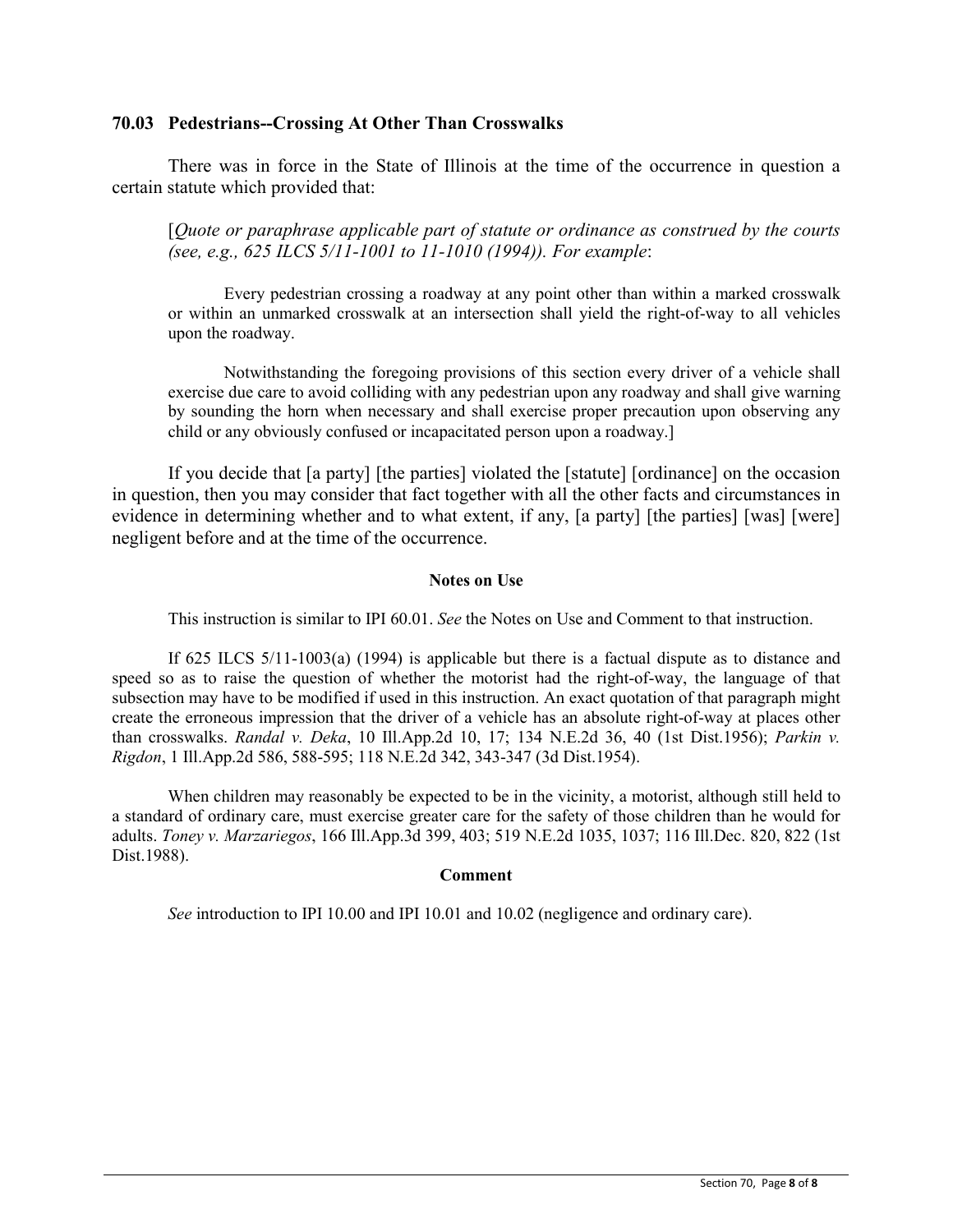### 70.03 Pedestrians--Crossing At Other Than Crosswalks

There was in force in the State of Illinois at the time of the occurrence in question a certain statute which provided that:

> [*Quote or paraphrase applicable part of statute or ordinance as construed by the courts (see, e.g., 625 ILCS 5/11-1001 to 11-1010 (1994)). For example*:
>
> Every pedestrian crossing a roadway at any point other than within a marked crosswalk or within an unmarked crosswalk at an intersection shall yield the right-of-way to all vehicles upon the roadway.
>
> Notwithstanding the foregoing provisions of this section every driver of a vehicle shall exercise due care to avoid colliding with any pedestrian upon any roadway and shall give warning by sounding the horn when necessary and shall exercise proper precaution upon observing any child or any obviously confused or incapacitated person upon a roadway.]

If you decide that [a party] [the parties] violated the [statute] [ordinance] on the occasion in question, then you may consider that fact together with all the other facts and circumstances in evidence in determining whether and to what extent, if any, [a party] [the parties] [was] [were] negligent before and at the time of the occurrence.

**Notes on Use**

This instruction is similar to IPI 60.01. *See* the Notes on Use and Comment to that instruction.

If 625 ILCS 5/11-1003(a) (1994) is applicable but there is a factual dispute as to distance and speed so as to raise the question of whether the motorist had the right-of-way, the language of that subsection may have to be modified if used in this instruction. An exact quotation of that paragraph might create the erroneous impression that the driver of a vehicle has an absolute right-of-way at places other than crosswalks. *Randal v. Deka*, 10 Ill.App.2d 10, 17; 134 N.E.2d 36, 40 (1st Dist.1956); *Parkin v. Rigdon*, 1 Ill.App.2d 586, 588-595; 118 N.E.2d 342, 343-347 (3d Dist.1954).

When children may reasonably be expected to be in the vicinity, a motorist, although still held to a standard of ordinary care, must exercise greater care for the safety of those children than he would for adults. *Toney v. Marzariegos*, 166 Ill.App.3d 399, 403; 519 N.E.2d 1035, 1037; 116 Ill.Dec. 820, 822 (1st Dist.1988).

**Comment**

*See* introduction to IPI 10.00 and IPI 10.01 and 10.02 (negligence and ordinary care).